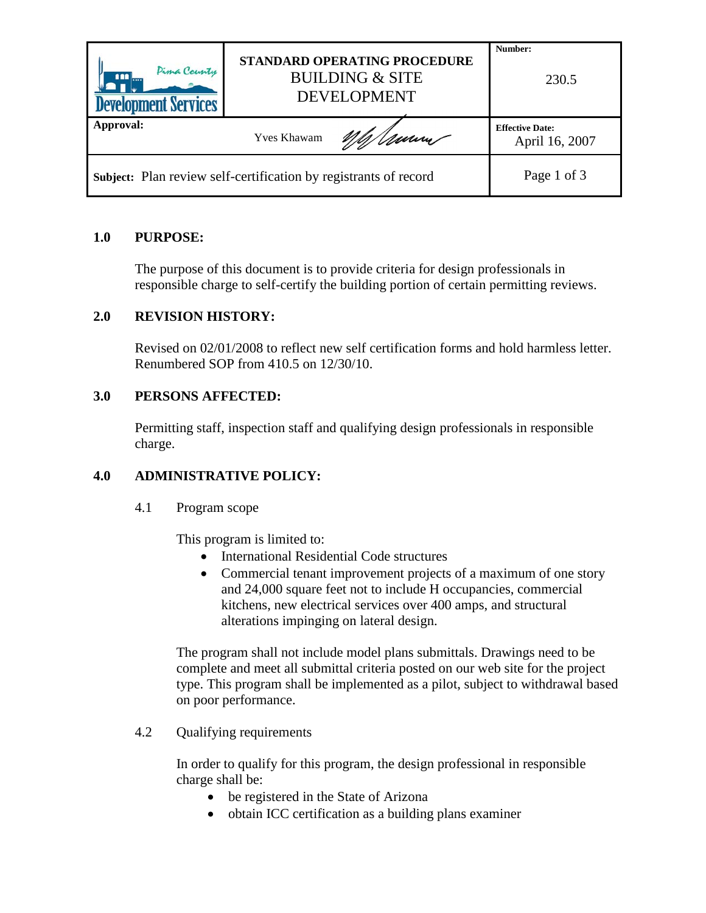| Pima County Development Services | **STANDARD OPERATING PROCEDURE** BUILDING & SITE DEVELOPMENT | **Number:** 230.5 |
| --- | --- | --- |
| **Approval:** | Yves Khawam | **Effective Date:** April 16, 2007 |
| **Subject:** Plan review self-certification by registrants of record | | Page 1 of 3 |

## 1.0 PURPOSE:

The purpose of this document is to provide criteria for design professionals in responsible charge to self-certify the building portion of certain permitting reviews.

## 2.0 REVISION HISTORY:

Revised on 02/01/2008 to reflect new self certification forms and hold harmless letter. Renumbered SOP from 410.5 on 12/30/10.

## 3.0 PERSONS AFFECTED:

Permitting staff, inspection staff and qualifying design professionals in responsible charge.

## 4.0 ADMINISTRATIVE POLICY:

### 4.1 Program scope

This program is limited to:

- International Residential Code structures
- Commercial tenant improvement projects of a maximum of one story and 24,000 square feet not to include H occupancies, commercial kitchens, new electrical services over 400 amps, and structural alterations impinging on lateral design.

The program shall not include model plans submittals. Drawings need to be complete and meet all submittal criteria posted on our web site for the project type. This program shall be implemented as a pilot, subject to withdrawal based on poor performance.

### 4.2 Qualifying requirements

In order to qualify for this program, the design professional in responsible charge shall be:

- be registered in the State of Arizona
- obtain ICC certification as a building plans examiner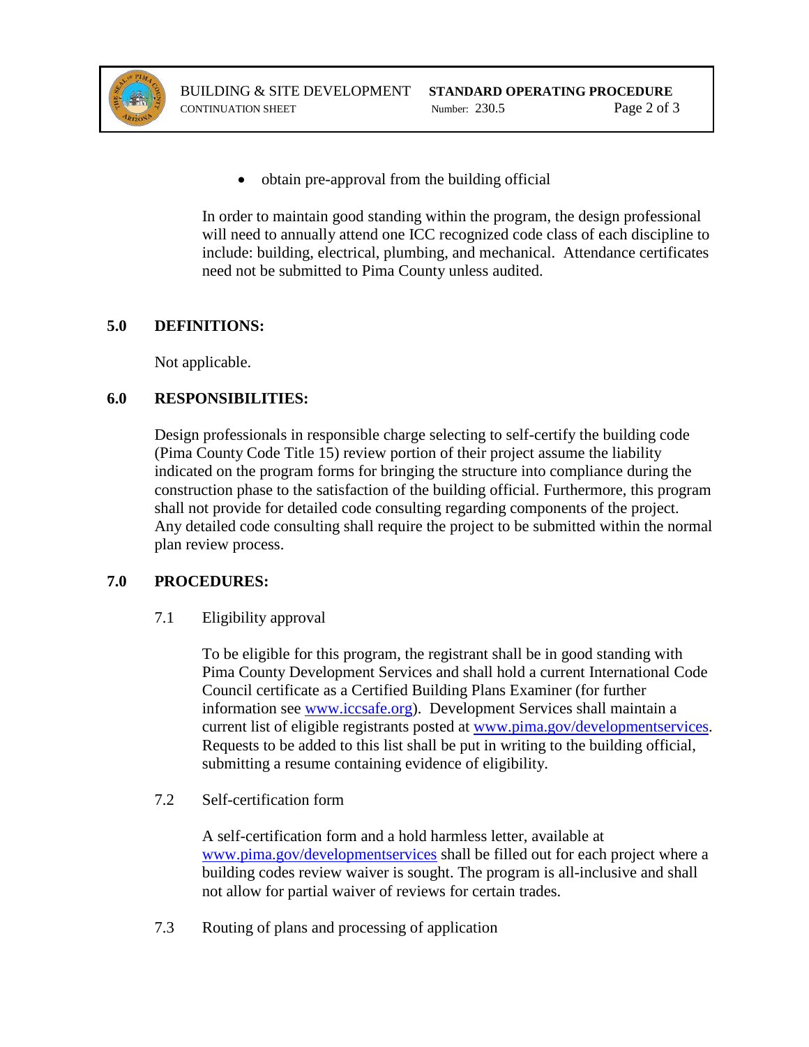- obtain pre-approval from the building official

In order to maintain good standing within the program, the design professional will need to annually attend one ICC recognized code class of each discipline to include: building, electrical, plumbing, and mechanical. Attendance certificates need not be submitted to Pima County unless audited.

## 5.0 DEFINITIONS:

Not applicable.

## 6.0 RESPONSIBILITIES:

Design professionals in responsible charge selecting to self-certify the building code (Pima County Code Title 15) review portion of their project assume the liability indicated on the program forms for bringing the structure into compliance during the construction phase to the satisfaction of the building official. Furthermore, this program shall not provide for detailed code consulting regarding components of the project. Any detailed code consulting shall require the project to be submitted within the normal plan review process.

## 7.0 PROCEDURES:

### 7.1 Eligibility approval

To be eligible for this program, the registrant shall be in good standing with Pima County Development Services and shall hold a current International Code Council certificate as a Certified Building Plans Examiner (for further information see [www.iccsafe.org](http://www.iccsafe.org)). Development Services shall maintain a current list of eligible registrants posted at [www.pima.gov/developmentservices](http://www.pima.gov/developmentservices). Requests to be added to this list shall be put in writing to the building official, submitting a resume containing evidence of eligibility.

### 7.2 Self-certification form

A self-certification form and a hold harmless letter, available at [www.pima.gov/developmentservices](http://www.pima.gov/developmentservices) shall be filled out for each project where a building codes review waiver is sought. The program is all-inclusive and shall not allow for partial waiver of reviews for certain trades.

### 7.3 Routing of plans and processing of application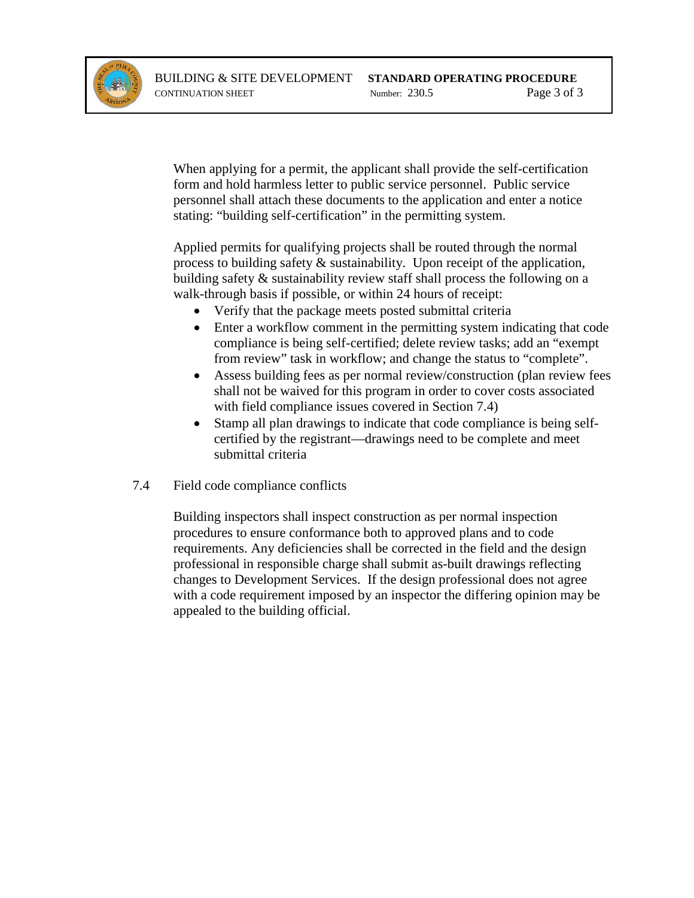When applying for a permit, the applicant shall provide the self-certification form and hold harmless letter to public service personnel. Public service personnel shall attach these documents to the application and enter a notice stating: "building self-certification" in the permitting system.

Applied permits for qualifying projects shall be routed through the normal process to building safety & sustainability. Upon receipt of the application, building safety & sustainability review staff shall process the following on a walk-through basis if possible, or within 24 hours of receipt:

- Verify that the package meets posted submittal criteria
- Enter a workflow comment in the permitting system indicating that code compliance is being self-certified; delete review tasks; add an "exempt from review" task in workflow; and change the status to "complete".
- Assess building fees as per normal review/construction (plan review fees shall not be waived for this program in order to cover costs associated with field compliance issues covered in Section 7.4)
- Stamp all plan drawings to indicate that code compliance is being self-certified by the registrant—drawings need to be complete and meet submittal criteria

7.4 Field code compliance conflicts

Building inspectors shall inspect construction as per normal inspection procedures to ensure conformance both to approved plans and to code requirements. Any deficiencies shall be corrected in the field and the design professional in responsible charge shall submit as-built drawings reflecting changes to Development Services. If the design professional does not agree with a code requirement imposed by an inspector the differing opinion may be appealed to the building official.